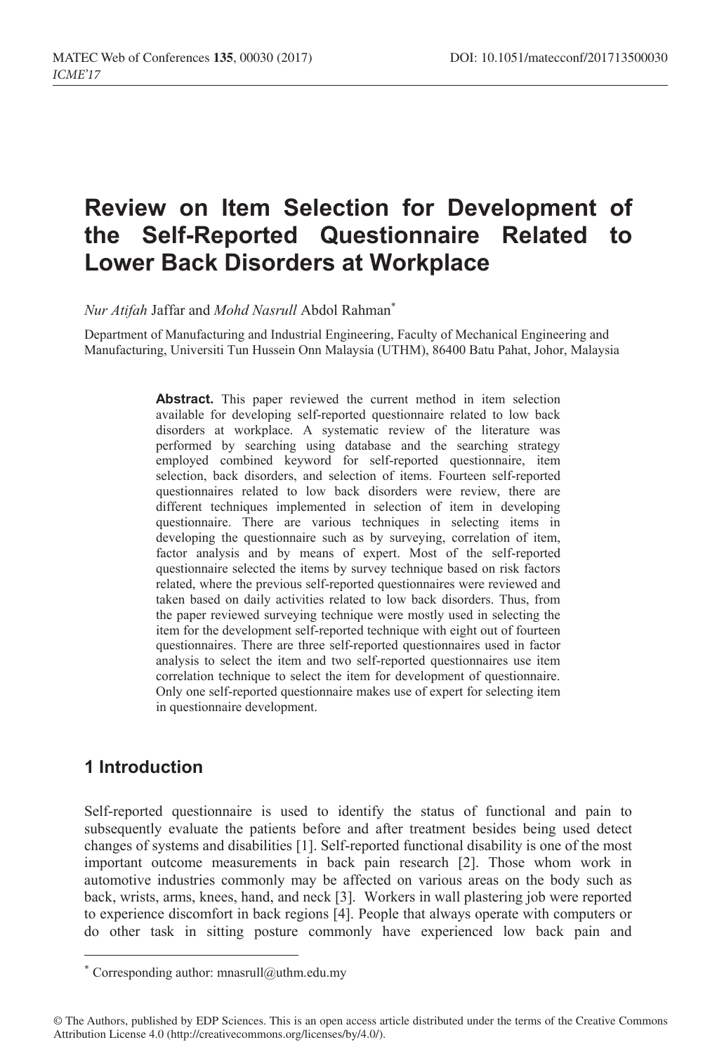# Review on Item Selection for Development of the Self-Reported Questionnaire Related to Lower Back Disorders at Workplace

*Nur Atifah* Jaffar and *Mohd Nasrull* Abdol Rahman*

Department of Manufacturing and Industrial Engineering, Faculty of Mechanical Engineering and Manufacturing, Universiti Tun Hussein Onn Malaysia (UTHM), 86400 Batu Pahat, Johor, Malaysia

**Abstract.** This paper reviewed the current method in item selection available for developing self-reported questionnaire related to low back disorders at workplace. A systematic review of the literature was performed by searching using database and the searching strategy employed combined keyword for self-reported questionnaire, item selection, back disorders, and selection of items. Fourteen self-reported questionnaires related to low back disorders were review, there are different techniques implemented in selection of item in developing questionnaire. There are various techniques in selecting items in developing the questionnaire such as by surveying, correlation of item, factor analysis and by means of expert. Most of the self-reported questionnaire selected the items by survey technique based on risk factors related, where the previous self-reported questionnaires were reviewed and taken based on daily activities related to low back disorders. Thus, from the paper reviewed surveying technique were mostly used in selecting the item for the development self-reported technique with eight out of fourteen questionnaires. There are three self-reported questionnaires used in factor analysis to select the item and two self-reported questionnaires use item correlation technique to select the item for development of questionnaire. Only one self-reported questionnaire makes use of expert for selecting item in questionnaire development.

## 1 Introduction

Self-reported questionnaire is used to identify the status of functional and pain to subsequently evaluate the patients before and after treatment besides being used detect changes of systems and disabilities [1]. Self-reported functional disability is one of the most important outcome measurements in back pain research [2]. Those whom work in automotive industries commonly may be affected on various areas on the body such as back, wrists, arms, knees, hand, and neck [3]. Workers in wall plastering job were reported to experience discomfort in back regions [4]. People that always operate with computers or do other task in sitting posture commonly have experienced low back pain and

* Corresponding author: mnasrull@uthm.edu.my

© The Authors, published by EDP Sciences. This is an open access article distributed under the terms of the Creative Commons Attribution License 4.0 (http://creativecommons.org/licenses/by/4.0/).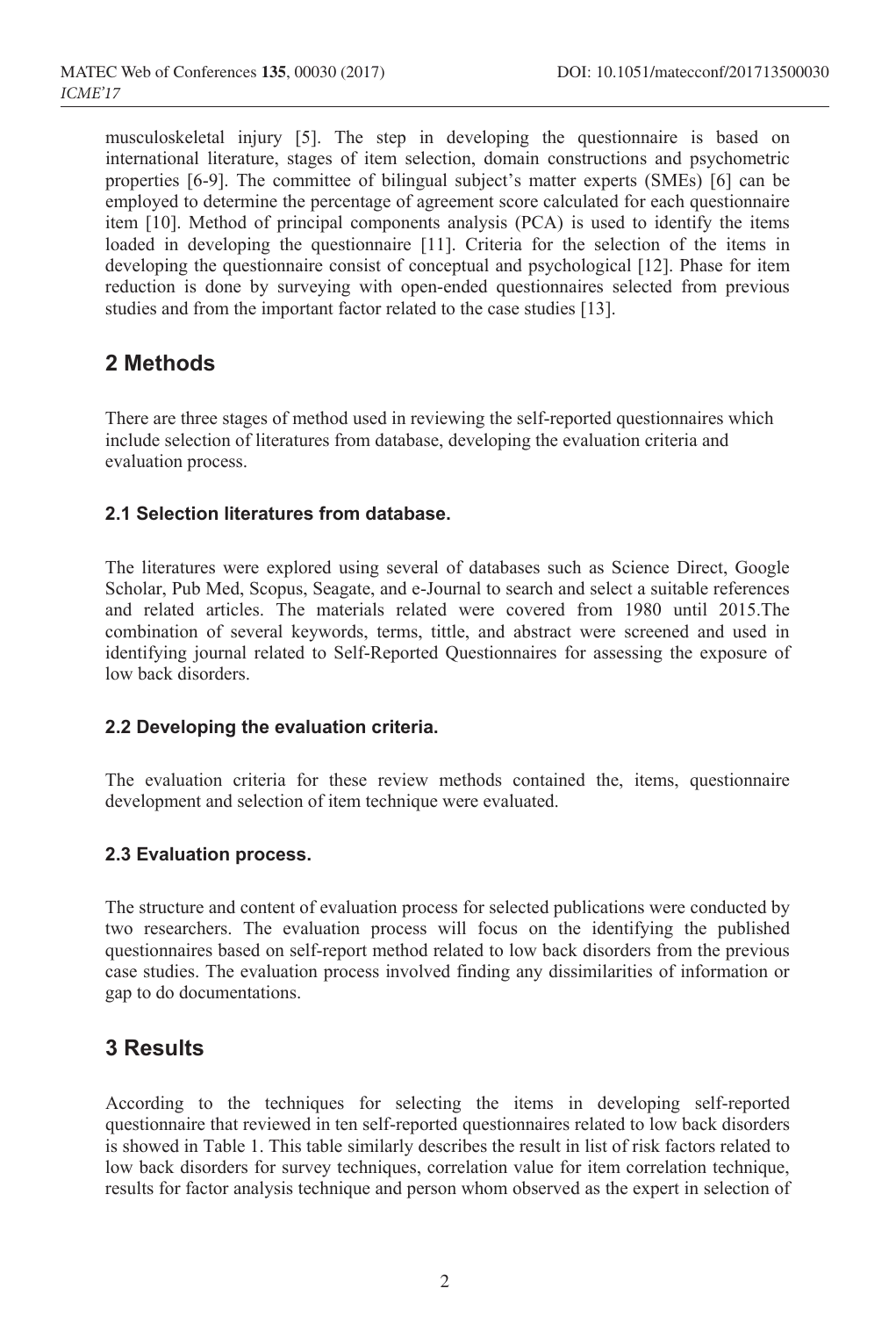musculoskeletal injury [5]. The step in developing the questionnaire is based on international literature, stages of item selection, domain constructions and psychometric properties [6-9]. The committee of bilingual subject's matter experts (SMEs) [6] can be employed to determine the percentage of agreement score calculated for each questionnaire item [10]. Method of principal components analysis (PCA) is used to identify the items loaded in developing the questionnaire [11]. Criteria for the selection of the items in developing the questionnaire consist of conceptual and psychological [12]. Phase for item reduction is done by surveying with open-ended questionnaires selected from previous studies and from the important factor related to the case studies [13].

## 2 Methods

There are three stages of method used in reviewing the self-reported questionnaires which include selection of literatures from database, developing the evaluation criteria and evaluation process.

### 2.1 Selection literatures from database.

The literatures were explored using several of databases such as Science Direct, Google Scholar, Pub Med, Scopus, Seagate, and e-Journal to search and select a suitable references and related articles. The materials related were covered from 1980 until 2015.The combination of several keywords, terms, tittle, and abstract were screened and used in identifying journal related to Self-Reported Questionnaires for assessing the exposure of low back disorders.

### 2.2 Developing the evaluation criteria.

The evaluation criteria for these review methods contained the, items, questionnaire development and selection of item technique were evaluated.

### 2.3 Evaluation process.

The structure and content of evaluation process for selected publications were conducted by two researchers. The evaluation process will focus on the identifying the published questionnaires based on self-report method related to low back disorders from the previous case studies. The evaluation process involved finding any dissimilarities of information or gap to do documentations.

## 3 Results

According to the techniques for selecting the items in developing self-reported questionnaire that reviewed in ten self-reported questionnaires related to low back disorders is showed in Table 1. This table similarly describes the result in list of risk factors related to low back disorders for survey techniques, correlation value for item correlation technique, results for factor analysis technique and person whom observed as the expert in selection of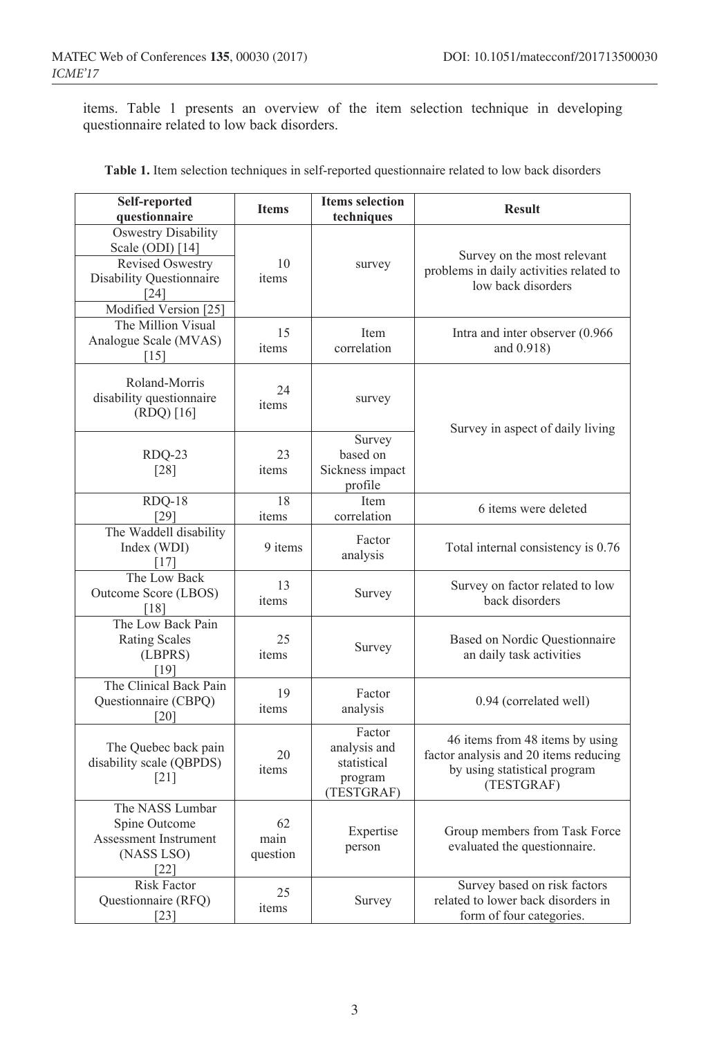items. Table 1 presents an overview of the item selection technique in developing questionnaire related to low back disorders.

**Table 1.** Item selection techniques in self-reported questionnaire related to low back disorders

| Self-reported questionnaire | Items | Items selection techniques | Result |
|---|---|---|---|
| Oswestry Disability Scale (ODI) [14] | 10 items | survey | Survey on the most relevant problems in daily activities related to low back disorders |
| Revised Oswestry Disability Questionnaire [24] | | | |
| Modified Version [25] | | | |
| The Million Visual Analogue Scale (MVAS) [15] | 15 items | Item correlation | Intra and inter observer (0.966 and 0.918) |
| Roland-Morris disability questionnaire (RDQ) [16] | 24 items | survey | Survey in aspect of daily living |
| RDQ-23 [28] | 23 items | Survey based on Sickness impact profile | |
| RDQ-18 [29] | 18 items | Item correlation | 6 items were deleted |
| The Waddell disability Index (WDI) [17] | 9 items | Factor analysis | Total internal consistency is 0.76 |
| The Low Back Outcome Score (LBOS) [18] | 13 items | Survey | Survey on factor related to low back disorders |
| The Low Back Pain Rating Scales (LBPRS) [19] | 25 items | Survey | Based on Nordic Questionnaire an daily task activities |
| The Clinical Back Pain Questionnaire (CBPQ) [20] | 19 items | Factor analysis | 0.94 (correlated well) |
| The Quebec back pain disability scale (QBPDS) [21] | 20 items | Factor analysis and statistical program (TESTGRAF) | 46 items from 48 items by using factor analysis and 20 items reducing by using statistical program (TESTGRAF) |
| The NASS Lumbar Spine Outcome Assessment Instrument (NASS LSO) [22] | 62 main question | Expertise person | Group members from Task Force evaluated the questionnaire. |
| Risk Factor Questionnaire (RFQ) [23] | 25 items | Survey | Survey based on risk factors related to lower back disorders in form of four categories. |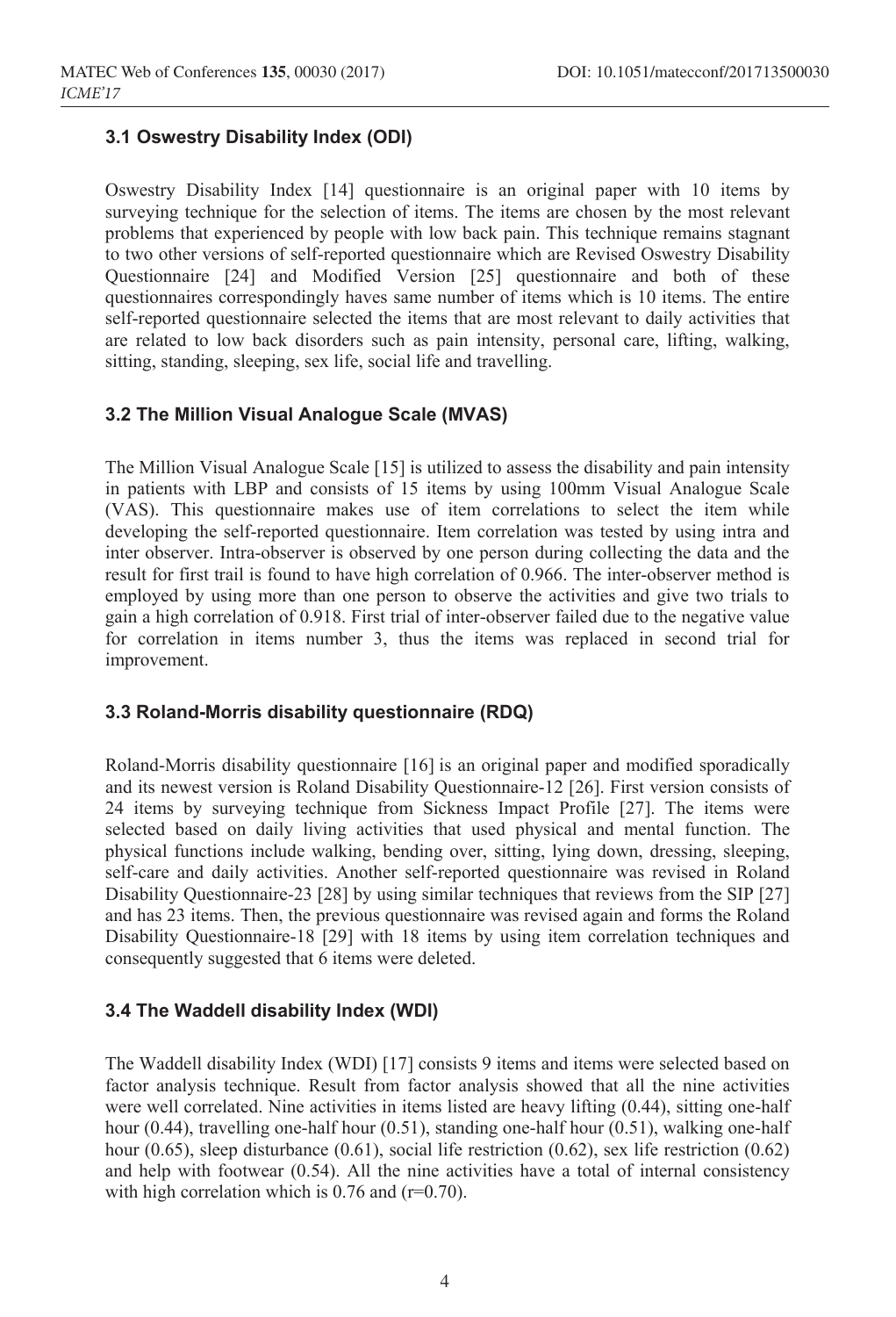### 3.1 Oswestry Disability Index (ODI)

Oswestry Disability Index [14] questionnaire is an original paper with 10 items by surveying technique for the selection of items. The items are chosen by the most relevant problems that experienced by people with low back pain. This technique remains stagnant to two other versions of self-reported questionnaire which are Revised Oswestry Disability Questionnaire [24] and Modified Version [25] questionnaire and both of these questionnaires correspondingly haves same number of items which is 10 items. The entire self-reported questionnaire selected the items that are most relevant to daily activities that are related to low back disorders such as pain intensity, personal care, lifting, walking, sitting, standing, sleeping, sex life, social life and travelling.

### 3.2 The Million Visual Analogue Scale (MVAS)

The Million Visual Analogue Scale [15] is utilized to assess the disability and pain intensity in patients with LBP and consists of 15 items by using 100mm Visual Analogue Scale (VAS). This questionnaire makes use of item correlations to select the item while developing the self-reported questionnaire. Item correlation was tested by using intra and inter observer. Intra-observer is observed by one person during collecting the data and the result for first trail is found to have high correlation of 0.966. The inter-observer method is employed by using more than one person to observe the activities and give two trials to gain a high correlation of 0.918. First trial of inter-observer failed due to the negative value for correlation in items number 3, thus the items was replaced in second trial for improvement.

### 3.3 Roland-Morris disability questionnaire (RDQ)

Roland-Morris disability questionnaire [16] is an original paper and modified sporadically and its newest version is Roland Disability Questionnaire-12 [26]. First version consists of 24 items by surveying technique from Sickness Impact Profile [27]. The items were selected based on daily living activities that used physical and mental function. The physical functions include walking, bending over, sitting, lying down, dressing, sleeping, self-care and daily activities. Another self-reported questionnaire was revised in Roland Disability Questionnaire-23 [28] by using similar techniques that reviews from the SIP [27] and has 23 items. Then, the previous questionnaire was revised again and forms the Roland Disability Questionnaire-18 [29] with 18 items by using item correlation techniques and consequently suggested that 6 items were deleted.

### 3.4 The Waddell disability Index (WDI)

The Waddell disability Index (WDI) [17] consists 9 items and items were selected based on factor analysis technique. Result from factor analysis showed that all the nine activities were well correlated. Nine activities in items listed are heavy lifting (0.44), sitting one-half hour (0.44), travelling one-half hour (0.51), standing one-half hour (0.51), walking one-half hour (0.65), sleep disturbance (0.61), social life restriction (0.62), sex life restriction (0.62) and help with footwear (0.54). All the nine activities have a total of internal consistency with high correlation which is 0.76 and ($r$=0.70).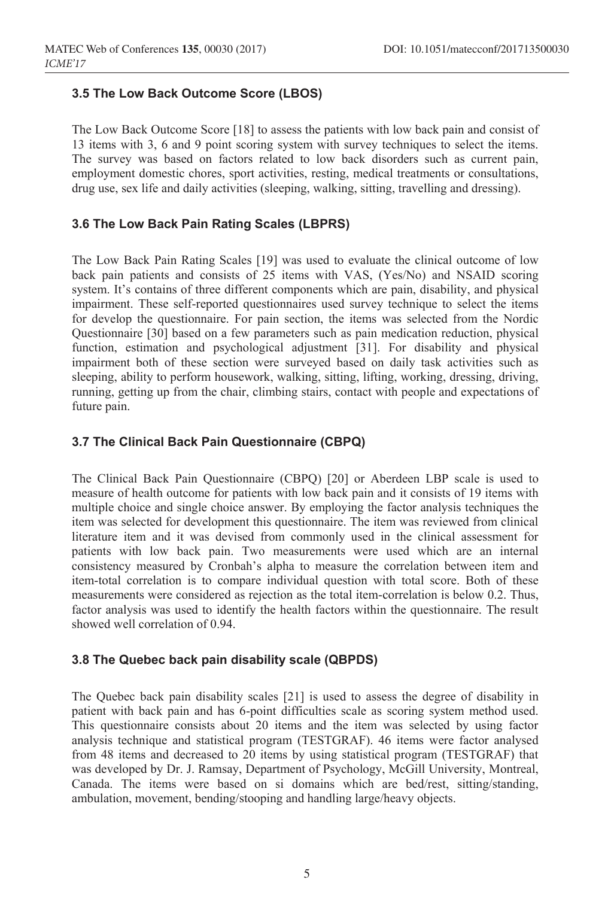### 3.5 The Low Back Outcome Score (LBOS)

The Low Back Outcome Score [18] to assess the patients with low back pain and consist of 13 items with 3, 6 and 9 point scoring system with survey techniques to select the items. The survey was based on factors related to low back disorders such as current pain, employment domestic chores, sport activities, resting, medical treatments or consultations, drug use, sex life and daily activities (sleeping, walking, sitting, travelling and dressing).

### 3.6 The Low Back Pain Rating Scales (LBPRS)

The Low Back Pain Rating Scales [19] was used to evaluate the clinical outcome of low back pain patients and consists of 25 items with VAS, (Yes/No) and NSAID scoring system. It's contains of three different components which are pain, disability, and physical impairment. These self-reported questionnaires used survey technique to select the items for develop the questionnaire. For pain section, the items was selected from the Nordic Questionnaire [30] based on a few parameters such as pain medication reduction, physical function, estimation and psychological adjustment [31]. For disability and physical impairment both of these section were surveyed based on daily task activities such as sleeping, ability to perform housework, walking, sitting, lifting, working, dressing, driving, running, getting up from the chair, climbing stairs, contact with people and expectations of future pain.

### 3.7 The Clinical Back Pain Questionnaire (CBPQ)

The Clinical Back Pain Questionnaire (CBPQ) [20] or Aberdeen LBP scale is used to measure of health outcome for patients with low back pain and it consists of 19 items with multiple choice and single choice answer. By employing the factor analysis techniques the item was selected for development this questionnaire. The item was reviewed from clinical literature item and it was devised from commonly used in the clinical assessment for patients with low back pain. Two measurements were used which are an internal consistency measured by Cronbah's alpha to measure the correlation between item and item-total correlation is to compare individual question with total score. Both of these measurements were considered as rejection as the total item-correlation is below 0.2. Thus, factor analysis was used to identify the health factors within the questionnaire. The result showed well correlation of 0.94.

### 3.8 The Quebec back pain disability scale (QBPDS)

The Quebec back pain disability scales [21] is used to assess the degree of disability in patient with back pain and has 6-point difficulties scale as scoring system method used. This questionnaire consists about 20 items and the item was selected by using factor analysis technique and statistical program (TESTGRAF). 46 items were factor analysed from 48 items and decreased to 20 items by using statistical program (TESTGRAF) that was developed by Dr. J. Ramsay, Department of Psychology, McGill University, Montreal, Canada. The items were based on si domains which are bed/rest, sitting/standing, ambulation, movement, bending/stooping and handling large/heavy objects.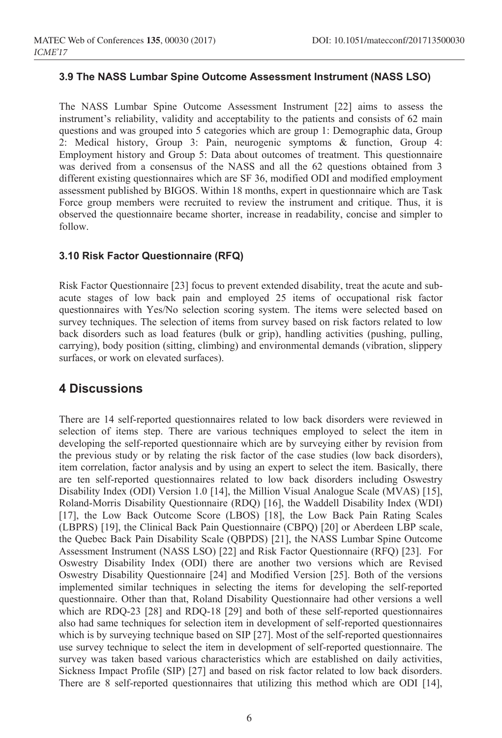### 3.9 The NASS Lumbar Spine Outcome Assessment Instrument (NASS LSO)

The NASS Lumbar Spine Outcome Assessment Instrument [22] aims to assess the instrument's reliability, validity and acceptability to the patients and consists of 62 main questions and was grouped into 5 categories which are group 1: Demographic data, Group 2: Medical history, Group 3: Pain, neurogenic symptoms & function, Group 4: Employment history and Group 5: Data about outcomes of treatment. This questionnaire was derived from a consensus of the NASS and all the 62 questions obtained from 3 different existing questionnaires which are SF 36, modified ODI and modified employment assessment published by BIGOS. Within 18 months, expert in questionnaire which are Task Force group members were recruited to review the instrument and critique. Thus, it is observed the questionnaire became shorter, increase in readability, concise and simpler to follow.

### 3.10 Risk Factor Questionnaire (RFQ)

Risk Factor Questionnaire [23] focus to prevent extended disability, treat the acute and sub-acute stages of low back pain and employed 25 items of occupational risk factor questionnaires with Yes/No selection scoring system. The items were selected based on survey techniques. The selection of items from survey based on risk factors related to low back disorders such as load features (bulk or grip), handling activities (pushing, pulling, carrying), body position (sitting, climbing) and environmental demands (vibration, slippery surfaces, or work on elevated surfaces).

## 4 Discussions

There are 14 self-reported questionnaires related to low back disorders were reviewed in selection of items step. There are various techniques employed to select the item in developing the self-reported questionnaire which are by surveying either by revision from the previous study or by relating the risk factor of the case studies (low back disorders), item correlation, factor analysis and by using an expert to select the item. Basically, there are ten self-reported questionnaires related to low back disorders including Oswestry Disability Index (ODI) Version 1.0 [14], the Million Visual Analogue Scale (MVAS) [15], Roland-Morris Disability Questionnaire (RDQ) [16], the Waddell Disability Index (WDI) [17], the Low Back Outcome Score (LBOS) [18], the Low Back Pain Rating Scales (LBPRS) [19], the Clinical Back Pain Questionnaire (CBPQ) [20] or Aberdeen LBP scale, the Quebec Back Pain Disability Scale (QBPDS) [21], the NASS Lumbar Spine Outcome Assessment Instrument (NASS LSO) [22] and Risk Factor Questionnaire (RFQ) [23]. For Oswestry Disability Index (ODI) there are another two versions which are Revised Oswestry Disability Questionnaire [24] and Modified Version [25]. Both of the versions implemented similar techniques in selecting the items for developing the self-reported questionnaire. Other than that, Roland Disability Questionnaire had other versions a well which are RDQ-23 [28] and RDQ-18 [29] and both of these self-reported questionnaires also had same techniques for selection item in development of self-reported questionnaires which is by surveying technique based on SIP [27]. Most of the self-reported questionnaires use survey technique to select the item in development of self-reported questionnaire. The survey was taken based various characteristics which are established on daily activities, Sickness Impact Profile (SIP) [27] and based on risk factor related to low back disorders. There are 8 self-reported questionnaires that utilizing this method which are ODI [14],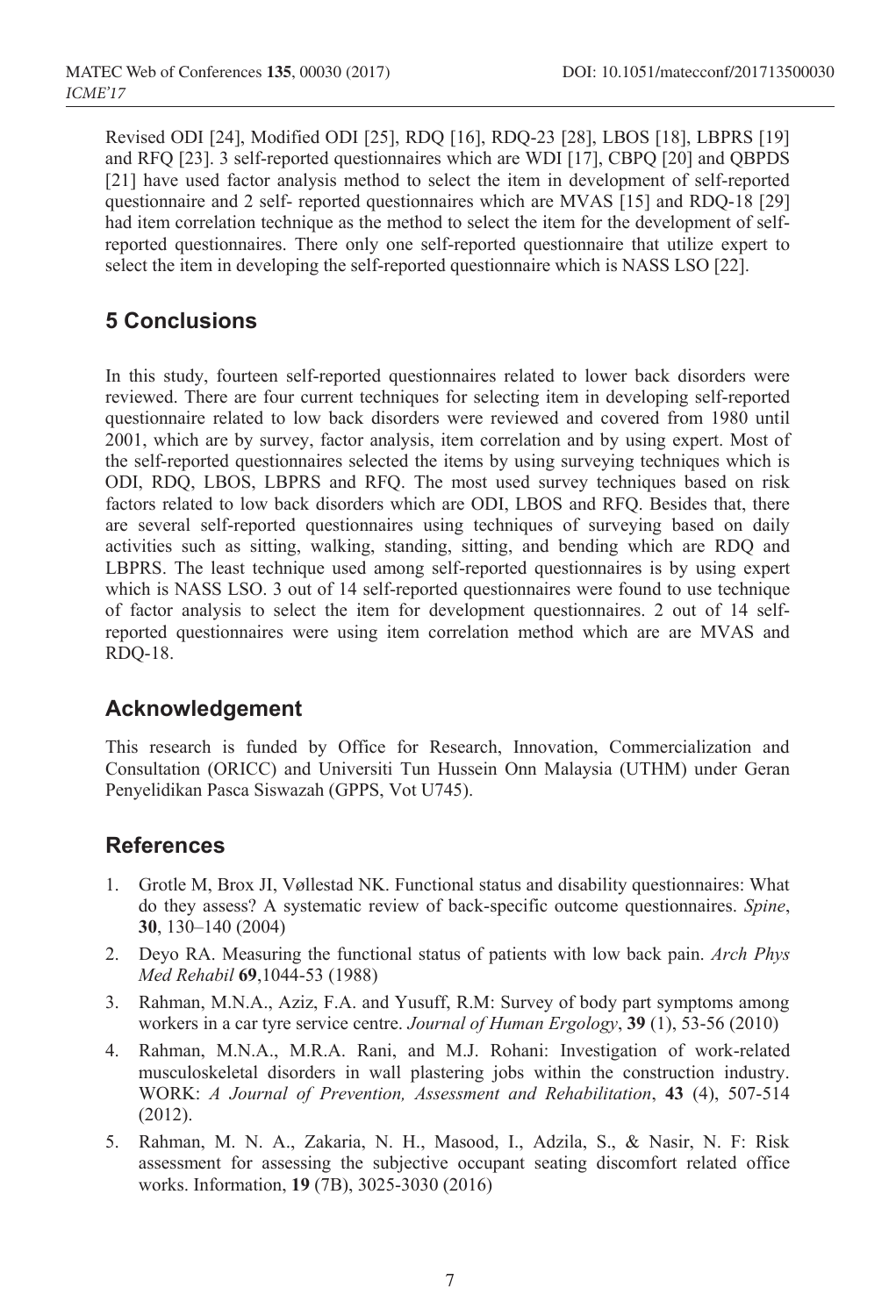Revised ODI [24], Modified ODI [25], RDQ [16], RDQ-23 [28], LBOS [18], LBPRS [19] and RFQ [23]. 3 self-reported questionnaires which are WDI [17], CBPQ [20] and QBPDS [21] have used factor analysis method to select the item in development of self-reported questionnaire and 2 self- reported questionnaires which are MVAS [15] and RDQ-18 [29] had item correlation technique as the method to select the item for the development of self-reported questionnaires. There only one self-reported questionnaire that utilize expert to select the item in developing the self-reported questionnaire which is NASS LSO [22].

## 5 Conclusions

In this study, fourteen self-reported questionnaires related to lower back disorders were reviewed. There are four current techniques for selecting item in developing self-reported questionnaire related to low back disorders were reviewed and covered from 1980 until 2001, which are by survey, factor analysis, item correlation and by using expert. Most of the self-reported questionnaires selected the items by using surveying techniques which is ODI, RDQ, LBOS, LBPRS and RFQ. The most used survey techniques based on risk factors related to low back disorders which are ODI, LBOS and RFQ. Besides that, there are several self-reported questionnaires using techniques of surveying based on daily activities such as sitting, walking, standing, sitting, and bending which are RDQ and LBPRS. The least technique used among self-reported questionnaires is by using expert which is NASS LSO. 3 out of 14 self-reported questionnaires were found to use technique of factor analysis to select the item for development questionnaires. 2 out of 14 self-reported questionnaires were using item correlation method which are are MVAS and RDQ-18.

## Acknowledgement

This research is funded by Office for Research, Innovation, Commercialization and Consultation (ORICC) and Universiti Tun Hussein Onn Malaysia (UTHM) under Geran Penyelidikan Pasca Siswazah (GPPS, Vot U745).

## References

1. Grotle M, Brox JI, Vøllestad NK. Functional status and disability questionnaires: What do they assess? A systematic review of back-specific outcome questionnaires. *Spine*, **30**, 130–140 (2004)
2. Deyo RA. Measuring the functional status of patients with low back pain. *Arch Phys Med Rehabil* **69**,1044-53 (1988)
3. Rahman, M.N.A., Aziz, F.A. and Yusuff, R.M: Survey of body part symptoms among workers in a car tyre service centre. *Journal of Human Ergology*, **39** (1), 53-56 (2010)
4. Rahman, M.N.A., M.R.A. Rani, and M.J. Rohani: Investigation of work-related musculoskeletal disorders in wall plastering jobs within the construction industry. WORK: *A Journal of Prevention, Assessment and Rehabilitation*, **43** (4), 507-514 (2012).
5. Rahman, M. N. A., Zakaria, N. H., Masood, I., Adzila, S., & Nasir, N. F: Risk assessment for assessing the subjective occupant seating discomfort related office works. Information, **19** (7B), 3025-3030 (2016)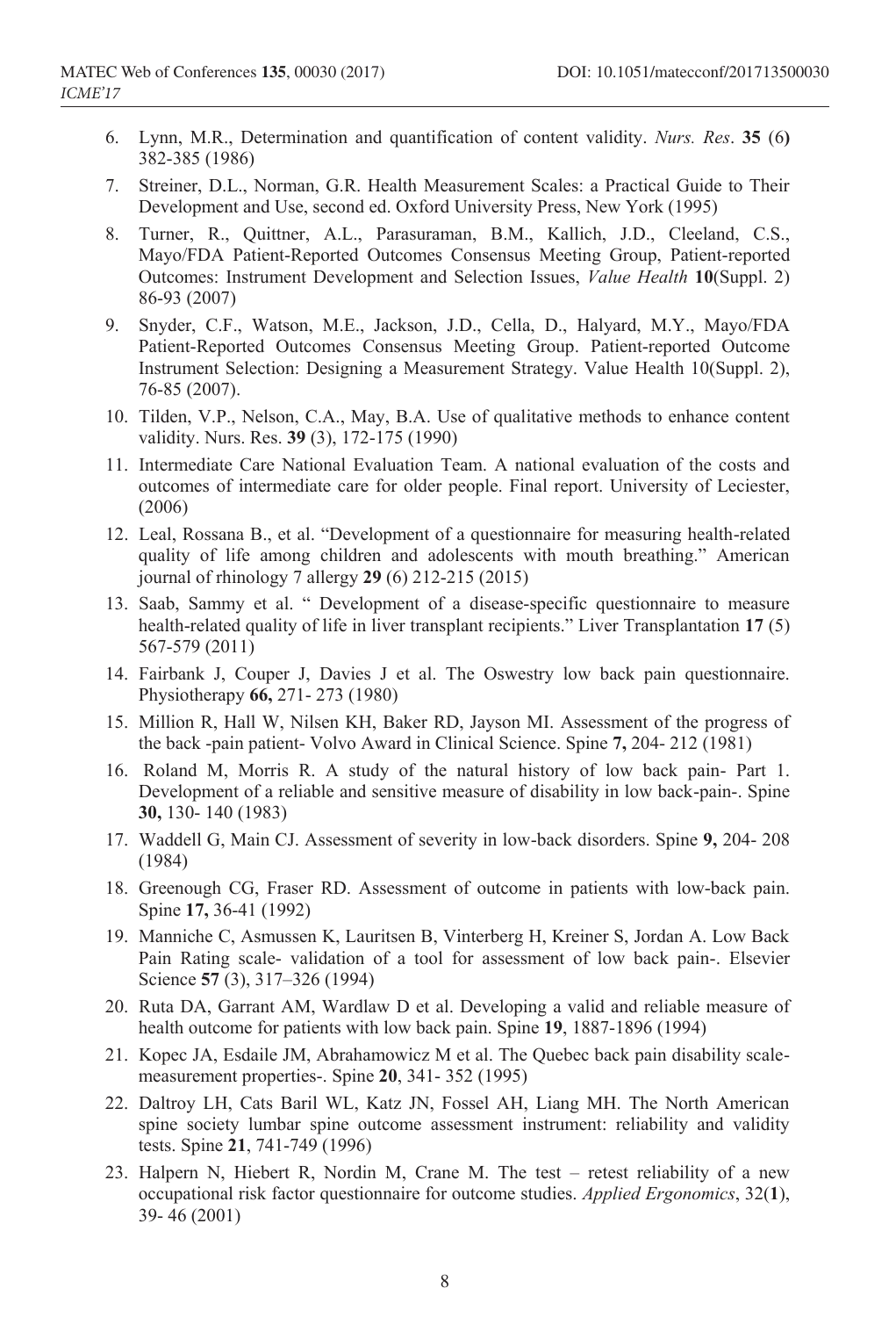6. Lynn, M.R., Determination and quantification of content validity. *Nurs. Res*. **35** (6**)** 382-385 (1986)
7. Streiner, D.L., Norman, G.R. Health Measurement Scales: a Practical Guide to Their Development and Use, second ed. Oxford University Press, New York (1995)
8. Turner, R., Quittner, A.L., Parasuraman, B.M., Kallich, J.D., Cleeland, C.S., Mayo/FDA Patient-Reported Outcomes Consensus Meeting Group, Patient-reported Outcomes: Instrument Development and Selection Issues, *Value Health* **10**(Suppl. 2) 86-93 (2007)
9. Snyder, C.F., Watson, M.E., Jackson, J.D., Cella, D., Halyard, M.Y., Mayo/FDA Patient-Reported Outcomes Consensus Meeting Group. Patient-reported Outcome Instrument Selection: Designing a Measurement Strategy. Value Health 10(Suppl. 2), 76-85 (2007).
10. Tilden, V.P., Nelson, C.A., May, B.A. Use of qualitative methods to enhance content validity. Nurs. Res. **39** (3), 172-175 (1990)
11. Intermediate Care National Evaluation Team. A national evaluation of the costs and outcomes of intermediate care for older people. Final report. University of Leciester, (2006)
12. Leal, Rossana B., et al. "Development of a questionnaire for measuring health-related quality of life among children and adolescents with mouth breathing." American journal of rhinology 7 allergy **29** (6) 212-215 (2015)
13. Saab, Sammy et al. " Development of a disease-specific questionnaire to measure health-related quality of life in liver transplant recipients." Liver Transplantation **17** (5) 567-579 (2011)
14. Fairbank J, Couper J, Davies J et al. The Oswestry low back pain questionnaire. Physiotherapy **66,** 271- 273 (1980)
15. Million R, Hall W, Nilsen KH, Baker RD, Jayson MI. Assessment of the progress of the back -pain patient- Volvo Award in Clinical Science. Spine **7,** 204- 212 (1981)
16. Roland M, Morris R. A study of the natural history of low back pain- Part 1. Development of a reliable and sensitive measure of disability in low back-pain-. Spine **30,** 130- 140 (1983)
17. Waddell G, Main CJ. Assessment of severity in low-back disorders. Spine **9,** 204- 208 (1984)
18. Greenough CG, Fraser RD. Assessment of outcome in patients with low-back pain. Spine **17,** 36-41 (1992)
19. Manniche C, Asmussen K, Lauritsen B, Vinterberg H, Kreiner S, Jordan A. Low Back Pain Rating scale- validation of a tool for assessment of low back pain-. Elsevier Science **57** (3), 317–326 (1994)
20. Ruta DA, Garrant AM, Wardlaw D et al. Developing a valid and reliable measure of health outcome for patients with low back pain. Spine **19**, 1887-1896 (1994)
21. Kopec JA, Esdaile JM, Abrahamowicz M et al. The Quebec back pain disability scale-measurement properties-. Spine **20**, 341- 352 (1995)
22. Daltroy LH, Cats Baril WL, Katz JN, Fossel AH, Liang MH. The North American spine society lumbar spine outcome assessment instrument: reliability and validity tests. Spine **21**, 741-749 (1996)
23. Halpern N, Hiebert R, Nordin M, Crane M. The test – retest reliability of a new occupational risk factor questionnaire for outcome studies. *Applied Ergonomics*, 32(**1**), 39- 46 (2001)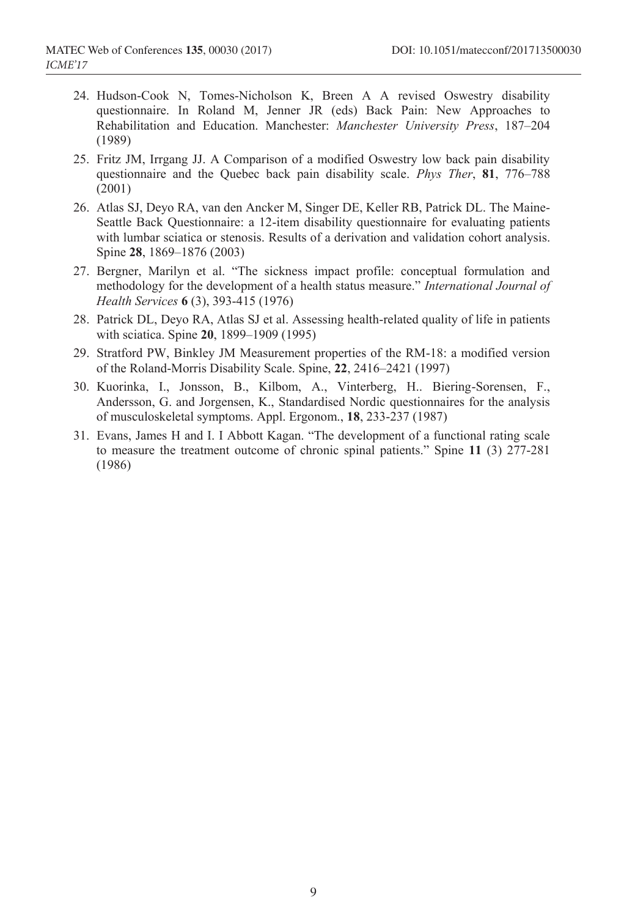24. Hudson-Cook N, Tomes-Nicholson K, Breen A A revised Oswestry disability questionnaire. In Roland M, Jenner JR (eds) Back Pain: New Approaches to Rehabilitation and Education. Manchester: *Manchester University Press*, 187–204 (1989)
25. Fritz JM, Irrgang JJ. A Comparison of a modified Oswestry low back pain disability questionnaire and the Quebec back pain disability scale. *Phys Ther*, **81**, 776–788 (2001)
26. Atlas SJ, Deyo RA, van den Ancker M, Singer DE, Keller RB, Patrick DL. The Maine-Seattle Back Questionnaire: a 12-item disability questionnaire for evaluating patients with lumbar sciatica or stenosis. Results of a derivation and validation cohort analysis. Spine **28**, 1869–1876 (2003)
27. Bergner, Marilyn et al. "The sickness impact profile: conceptual formulation and methodology for the development of a health status measure." *International Journal of Health Services* **6** (3), 393-415 (1976)
28. Patrick DL, Deyo RA, Atlas SJ et al. Assessing health-related quality of life in patients with sciatica. Spine **20**, 1899–1909 (1995)
29. Stratford PW, Binkley JM Measurement properties of the RM-18: a modified version of the Roland-Morris Disability Scale. Spine, **22**, 2416–2421 (1997)
30. Kuorinka, I., Jonsson, B., Kilbom, A., Vinterberg, H.. Biering-Sorensen, F., Andersson, G. and Jorgensen, K., Standardised Nordic questionnaires for the analysis of musculoskeletal symptoms. Appl. Ergonom., **18**, 233-237 (1987)
31. Evans, James H and I. I Abbott Kagan. "The development of a functional rating scale to measure the treatment outcome of chronic spinal patients." Spine **11** (3) 277-281 (1986)